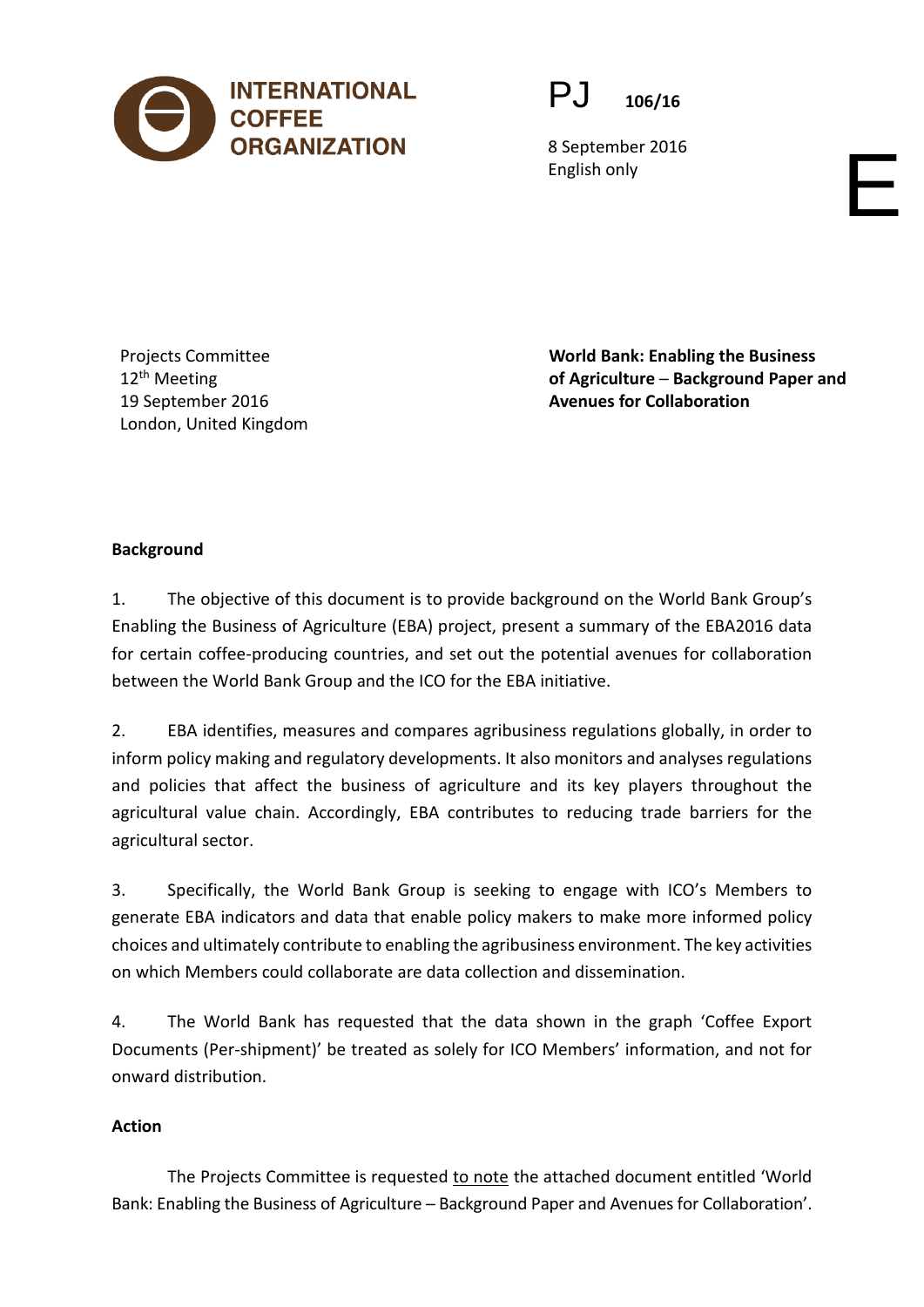INTERNATIONAL COFFEE ORGANIZATION

PJ 106/16

8 September 2016
English only

E

Projects Committee
12th Meeting
19 September 2016
London, United Kingdom

**World Bank: Enabling the Business of Agriculture – Background Paper and Avenues for Collaboration**

## Background

1. The objective of this document is to provide background on the World Bank Group's Enabling the Business of Agriculture (EBA) project, present a summary of the EBA2016 data for certain coffee-producing countries, and set out the potential avenues for collaboration between the World Bank Group and the ICO for the EBA initiative.

2. EBA identifies, measures and compares agribusiness regulations globally, in order to inform policy making and regulatory developments. It also monitors and analyses regulations and policies that affect the business of agriculture and its key players throughout the agricultural value chain. Accordingly, EBA contributes to reducing trade barriers for the agricultural sector.

3. Specifically, the World Bank Group is seeking to engage with ICO's Members to generate EBA indicators and data that enable policy makers to make more informed policy choices and ultimately contribute to enabling the agribusiness environment. The key activities on which Members could collaborate are data collection and dissemination.

4. The World Bank has requested that the data shown in the graph 'Coffee Export Documents (Per-shipment)' be treated as solely for ICO Members' information, and not for onward distribution.

## Action

The Projects Committee is requested to note the attached document entitled 'World Bank: Enabling the Business of Agriculture – Background Paper and Avenues for Collaboration'.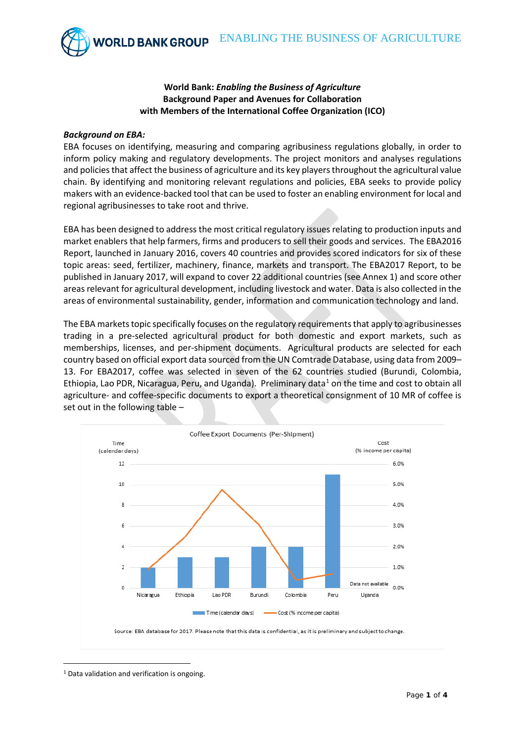**World Bank: *Enabling the Business of Agriculture***
**Background Paper and Avenues for Collaboration**
**with Members of the International Coffee Organization (ICO)**

***Background on EBA:***

EBA focuses on identifying, measuring and comparing agribusiness regulations globally, in order to inform policy making and regulatory developments. The project monitors and analyses regulations and policies that affect the business of agriculture and its key players throughout the agricultural value chain. By identifying and monitoring relevant regulations and policies, EBA seeks to provide policy makers with an evidence-backed tool that can be used to foster an enabling environment for local and regional agribusinesses to take root and thrive.

EBA has been designed to address the most critical regulatory issues relating to production inputs and market enablers that help farmers, firms and producers to sell their goods and services. The EBA2016 Report, launched in January 2016, covers 40 countries and provides scored indicators for six of these topic areas: seed, fertilizer, machinery, finance, markets and transport. The EBA2017 Report, to be published in January 2017, will expand to cover 22 additional countries (see Annex 1) and score other areas relevant for agricultural development, including livestock and water. Data is also collected in the areas of environmental sustainability, gender, information and communication technology and land.

The EBA markets topic specifically focuses on the regulatory requirements that apply to agribusinesses trading in a pre-selected agricultural product for both domestic and export markets, such as memberships, licenses, and per-shipment documents. Agricultural products are selected for each country based on official export data sourced from the UN Comtrade Database, using data from 2009–13. For EBA2017, coffee was selected in seven of the 62 countries studied (Burundi, Colombia, Ethiopia, Lao PDR, Nicaragua, Peru, and Uganda). Preliminary data[1] on the time and cost to obtain all agriculture- and coffee-specific documents to export a theoretical consignment of 10 MR of coffee is set out in the following table –

Coffee Export Documents (Per-Shipment)

| Country | Time (calendar days) | Cost (% income per capita) |
|---|---|---|
| Nicaragua | 2 | ~0.9% |
| Ethiopia | 3 | ~2.5% |
| Lao PDR | 3 | ~4.8% |
| Burundi | 4 | ~3.0% |
| Colombia | 4 | ~0.4% |
| Peru | 11 | ~0.6% |
| Uganda | Data not available | Data not available |

Source: EBA database for 2017. Please note that this data is confidential, as it is preliminary and subject to change.

[1] Data validation and verification is ongoing.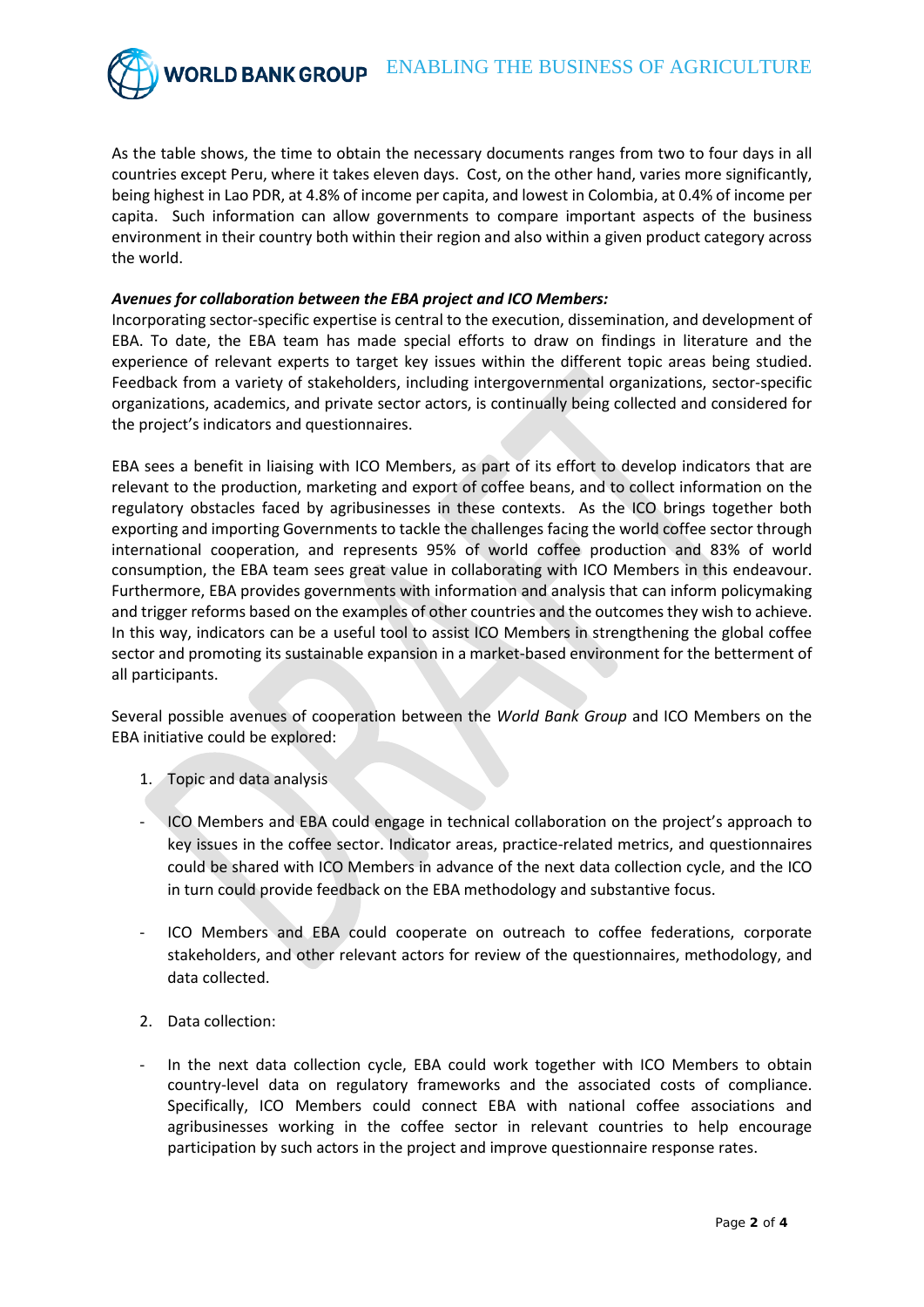As the table shows, the time to obtain the necessary documents ranges from two to four days in all countries except Peru, where it takes eleven days. Cost, on the other hand, varies more significantly, being highest in Lao PDR, at 4.8% of income per capita, and lowest in Colombia, at 0.4% of income per capita. Such information can allow governments to compare important aspects of the business environment in their country both within their region and also within a given product category across the world.

***Avenues for collaboration between the EBA project and ICO Members:***

Incorporating sector-specific expertise is central to the execution, dissemination, and development of EBA. To date, the EBA team has made special efforts to draw on findings in literature and the experience of relevant experts to target key issues within the different topic areas being studied. Feedback from a variety of stakeholders, including intergovernmental organizations, sector-specific organizations, academics, and private sector actors, is continually being collected and considered for the project's indicators and questionnaires.

EBA sees a benefit in liaising with ICO Members, as part of its effort to develop indicators that are relevant to the production, marketing and export of coffee beans, and to collect information on the regulatory obstacles faced by agribusinesses in these contexts. As the ICO brings together both exporting and importing Governments to tackle the challenges facing the world coffee sector through international cooperation, and represents 95% of world coffee production and 83% of world consumption, the EBA team sees great value in collaborating with ICO Members in this endeavour. Furthermore, EBA provides governments with information and analysis that can inform policymaking and trigger reforms based on the examples of other countries and the outcomes they wish to achieve. In this way, indicators can be a useful tool to assist ICO Members in strengthening the global coffee sector and promoting its sustainable expansion in a market-based environment for the betterment of all participants.

Several possible avenues of cooperation between the *World Bank Group* and ICO Members on the EBA initiative could be explored:

1. Topic and data analysis

- ICO Members and EBA could engage in technical collaboration on the project's approach to key issues in the coffee sector. Indicator areas, practice-related metrics, and questionnaires could be shared with ICO Members in advance of the next data collection cycle, and the ICO in turn could provide feedback on the EBA methodology and substantive focus.

- ICO Members and EBA could cooperate on outreach to coffee federations, corporate stakeholders, and other relevant actors for review of the questionnaires, methodology, and data collected.

2. Data collection:

- In the next data collection cycle, EBA could work together with ICO Members to obtain country-level data on regulatory frameworks and the associated costs of compliance. Specifically, ICO Members could connect EBA with national coffee associations and agribusinesses working in the coffee sector in relevant countries to help encourage participation by such actors in the project and improve questionnaire response rates.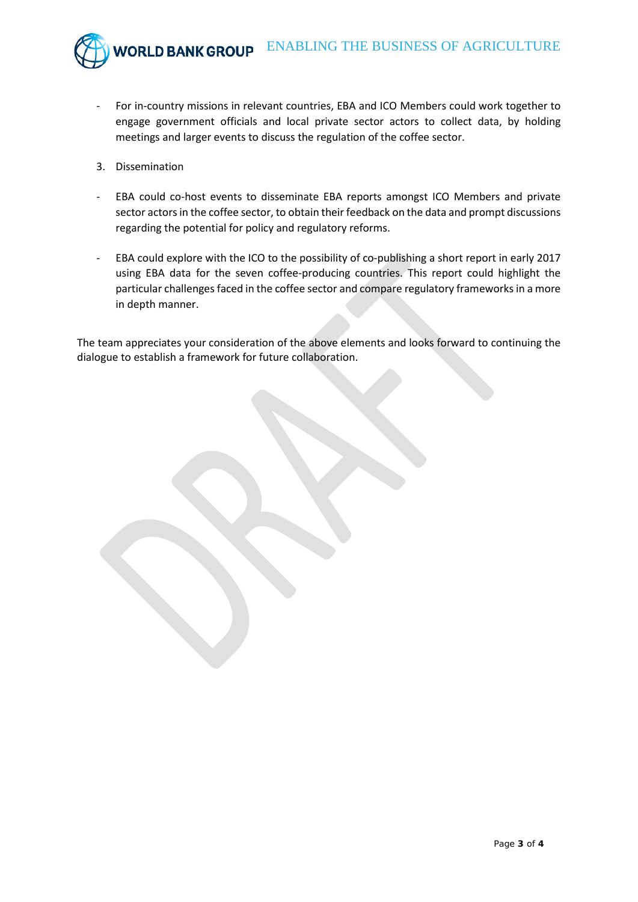- For in-country missions in relevant countries, EBA and ICO Members could work together to engage government officials and local private sector actors to collect data, by holding meetings and larger events to discuss the regulation of the coffee sector.

3. Dissemination

- EBA could co-host events to disseminate EBA reports amongst ICO Members and private sector actors in the coffee sector, to obtain their feedback on the data and prompt discussions regarding the potential for policy and regulatory reforms.

- EBA could explore with the ICO to the possibility of co-publishing a short report in early 2017 using EBA data for the seven coffee-producing countries. This report could highlight the particular challenges faced in the coffee sector and compare regulatory frameworks in a more in depth manner.

The team appreciates your consideration of the above elements and looks forward to continuing the dialogue to establish a framework for future collaboration.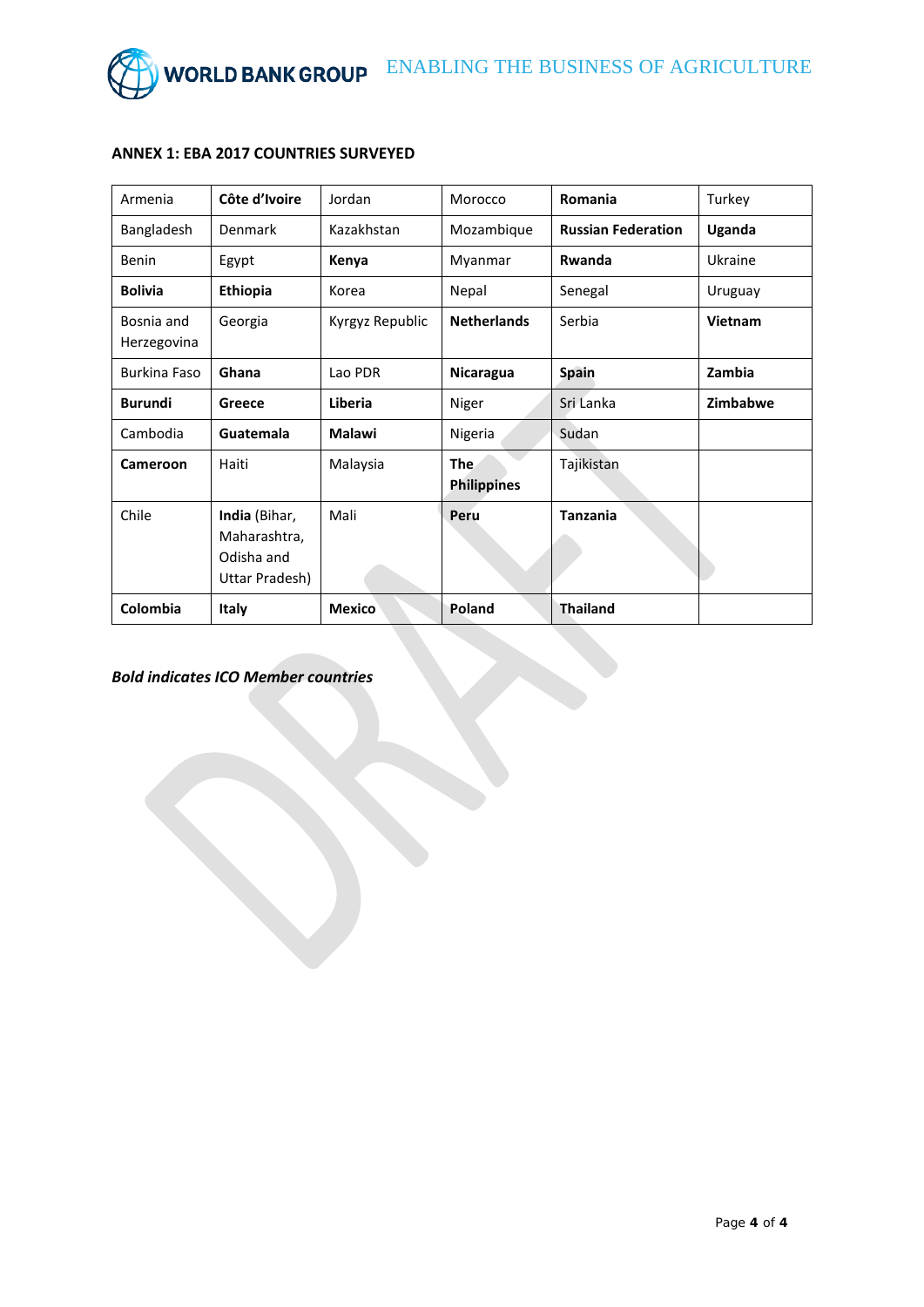## ANNEX 1: EBA 2017 COUNTRIES SURVEYED

| | | | | | |
|---|---|---|---|---|---|
| Armenia | **Côte d'Ivoire** | Jordan | Morocco | **Romania** | Turkey |
| Bangladesh | Denmark | Kazakhstan | Mozambique | **Russian Federation** | **Uganda** |
| Benin | Egypt | **Kenya** | Myanmar | **Rwanda** | Ukraine |
| **Bolivia** | **Ethiopia** | Korea | Nepal | Senegal | Uruguay |
| Bosnia and Herzegovina | Georgia | Kyrgyz Republic | **Netherlands** | Serbia | **Vietnam** |
| Burkina Faso | **Ghana** | Lao PDR | **Nicaragua** | **Spain** | **Zambia** |
| **Burundi** | **Greece** | **Liberia** | Niger | Sri Lanka | **Zimbabwe** |
| Cambodia | **Guatemala** | **Malawi** | Nigeria | Sudan | |
| **Cameroon** | Haiti | Malaysia | **The Philippines** | Tajikistan | |
| Chile | **India** (Bihar, Maharashtra, Odisha and Uttar Pradesh) | Mali | **Peru** | **Tanzania** | |
| **Colombia** | **Italy** | **Mexico** | **Poland** | **Thailand** | |

***Bold indicates ICO Member countries***